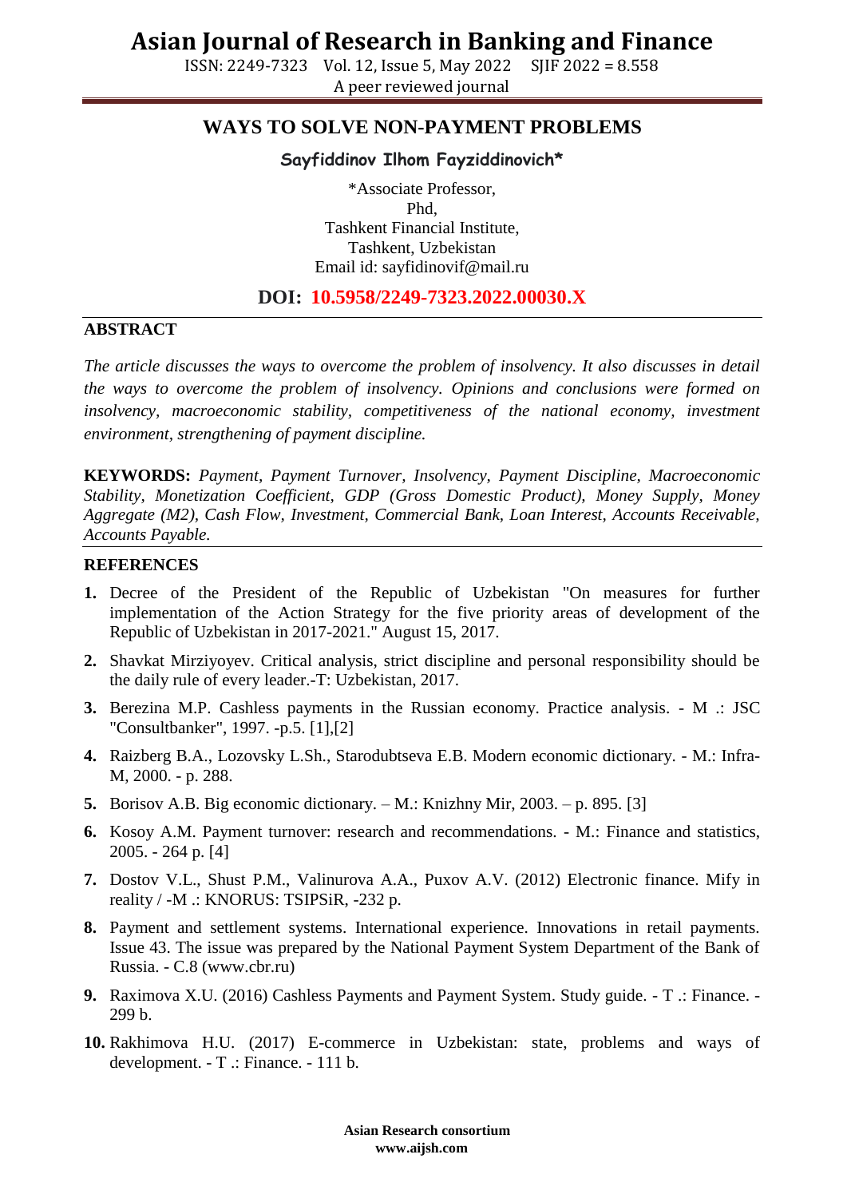# WAYS TO SOLVE NON-PAYMENT PROBLEMS

**Sayfiddinov Ilhom Fayziddinovich***

*Associate Professor,
Phd,
Tashkent Financial Institute,
Tashkent, Uzbekistan
Email id: sayfidinovif@mail.ru

## DOI: 10.5958/2249-7323.2022.00030.X

## ABSTRACT

*The article discusses the ways to overcome the problem of insolvency. It also discusses in detail the ways to overcome the problem of insolvency. Opinions and conclusions were formed on insolvency, macroeconomic stability, competitiveness of the national economy, investment environment, strengthening of payment discipline.*

**KEYWORDS:** *Payment, Payment Turnover, Insolvency, Payment Discipline, Macroeconomic Stability, Monetization Coefficient, GDP (Gross Domestic Product), Money Supply, Money Aggregate (M2), Cash Flow, Investment, Commercial Bank, Loan Interest, Accounts Receivable, Accounts Payable.*

## REFERENCES

1. Decree of the President of the Republic of Uzbekistan "On measures for further implementation of the Action Strategy for the five priority areas of development of the Republic of Uzbekistan in 2017-2021." August 15, 2017.
2. Shavkat Mirziyoyev. Critical analysis, strict discipline and personal responsibility should be the daily rule of every leader.-T: Uzbekistan, 2017.
3. Berezina M.P. Cashless payments in the Russian economy. Practice analysis. - M .: JSC "Consultbanker", 1997. -p.5. [1],[2]
4. Raizberg B.A., Lozovsky L.Sh., Starodubtseva E.B. Modern economic dictionary. - M.: Infra-M, 2000. - p. 288.
5. Borisov A.B. Big economic dictionary. – M.: Knizhny Mir, 2003. – p. 895. [3]
6. Kosoy A.M. Payment turnover: research and recommendations. - M.: Finance and statistics, 2005. - 264 p. [4]
7. Dostov V.L., Shust P.M., Valinurova A.A., Puxov A.V. (2012) Electronic finance. Mify in reality / -M .: KNORUS: TSIPSiR, -232 p.
8. Payment and settlement systems. International experience. Innovations in retail payments. Issue 43. The issue was prepared by the National Payment System Department of the Bank of Russia. - C.8 (www.cbr.ru)
9. Raximova X.U. (2016) Cashless Payments and Payment System. Study guide. - T .: Finance. - 299 b.
10. Rakhimova H.U. (2017) E-commerce in Uzbekistan: state, problems and ways of development. - T .: Finance. - 111 b.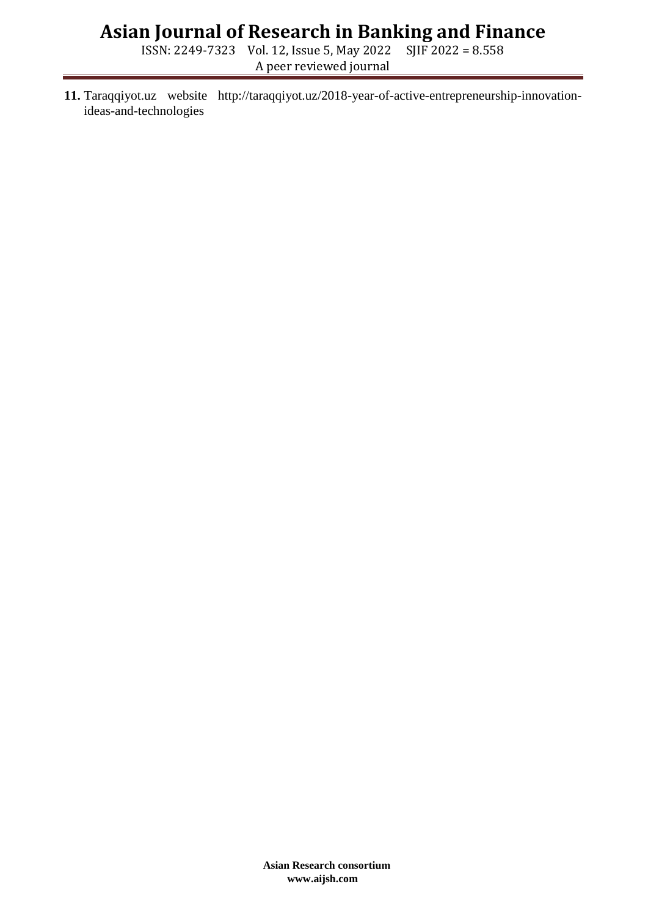11. Taraqqiyot.uz website http://taraqqiyot.uz/2018-year-of-active-entrepreneurship-innovation-ideas-and-technologies